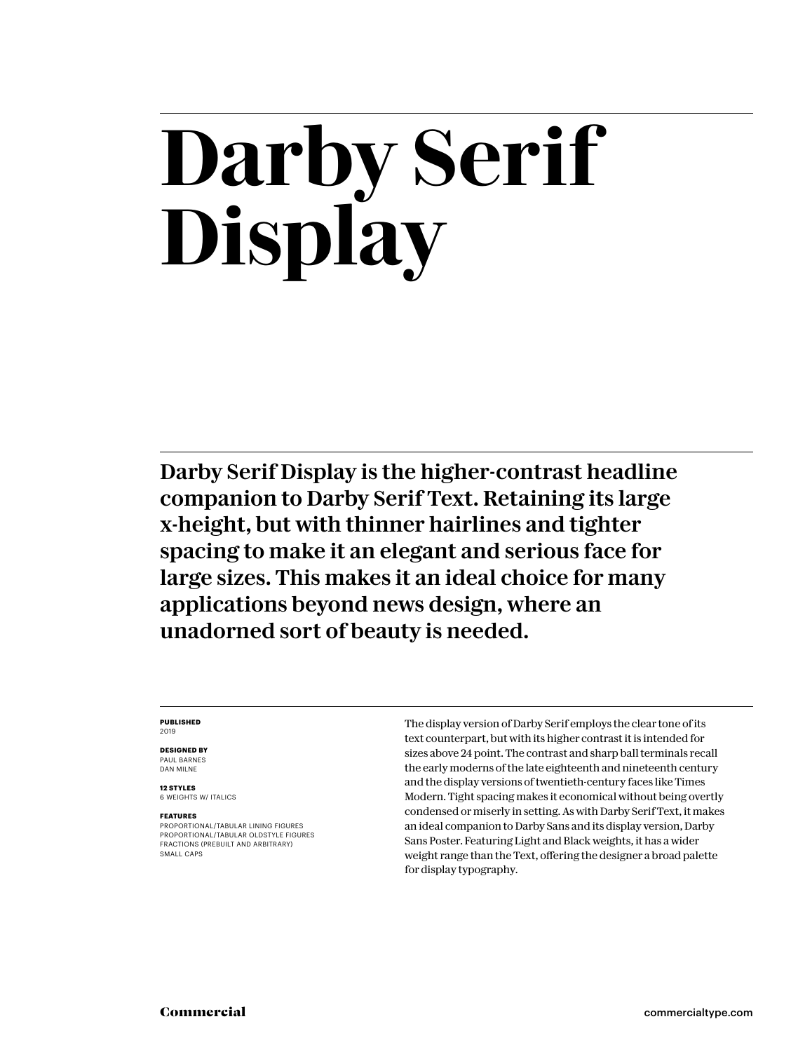# Darby Serif Display

**Darby Serif Display is the higher-contrast headline companion to Darby Serif Text. Retaining its large x-height, but with thinner hairlines and tighter spacing to make it an elegant and serious face for large sizes. This makes it an ideal choice for many applications beyond news design, where an unadorned sort of beauty is needed.**

**PUBLISHED**
2019

**DESIGNED BY**
PAUL BARNES
DAN MILNE

**12 STYLES**
6 WEIGHTS W/ ITALICS

**FEATURES**
PROPORTIONAL/TABULAR LINING FIGURES
PROPORTIONAL/TABULAR OLDSTYLE FIGURES
FRACTIONS (PREBUILT AND ARBITRARY)
SMALL CAPS

The display version of Darby Serif employs the clear tone of its text counterpart, but with its higher contrast it is intended for sizes above 24 point. The contrast and sharp ball terminals recall the early moderns of the late eighteenth and nineteenth century and the display versions of twentieth-century faces like Times Modern. Tight spacing makes it economical without being overtly condensed or miserly in setting. As with Darby Serif Text, it makes an ideal companion to Darby Sans and its display version, Darby Sans Poster. Featuring Light and Black weights, it has a wider weight range than the Text, offering the designer a broad palette for display typography.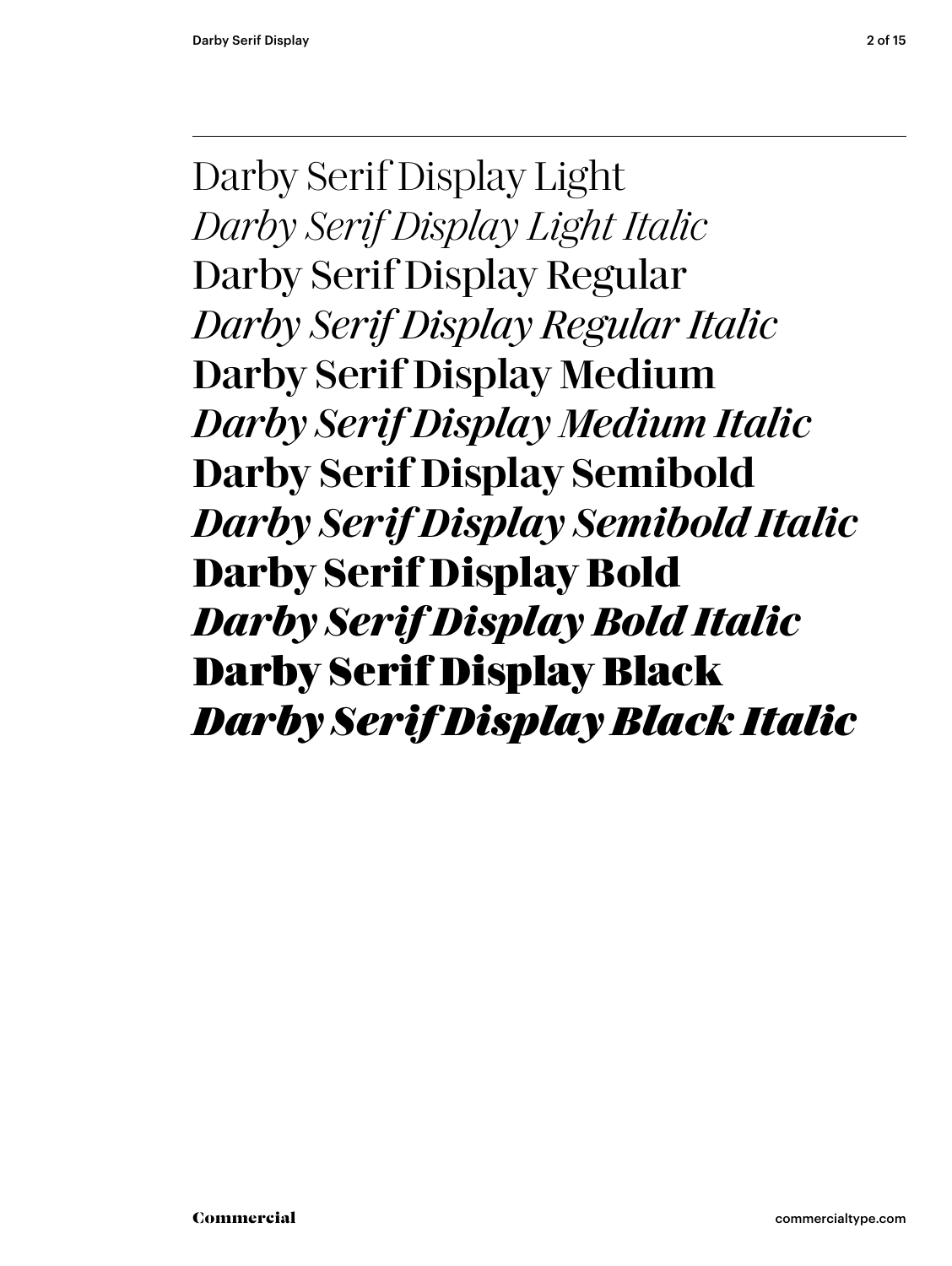Darby Serif Display Light

*Darby Serif Display Light Italic*

Darby Serif Display Regular

*Darby Serif Display Regular Italic*

**Darby Serif Display Medium**

***Darby Serif Display Medium Italic***

**Darby Serif Display Semibold**

***Darby Serif Display Semibold Italic***

**Darby Serif Display Bold**

***Darby Serif Display Bold Italic***

**Darby Serif Display Black**

***Darby Serif Display Black Italic***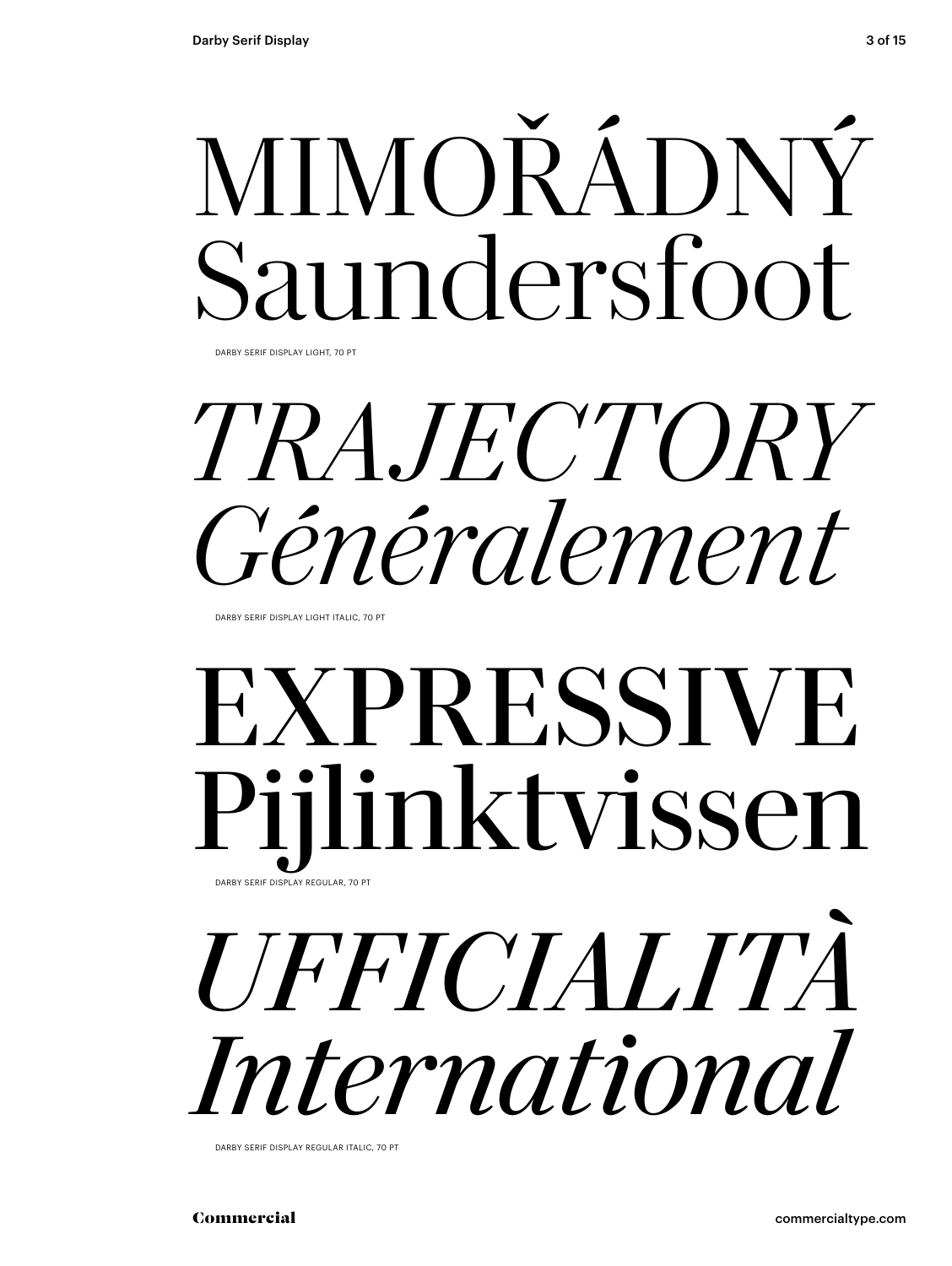MIMOŘÁDNÝ
Saundersfoot

DARBY SERIF DISPLAY LIGHT, 70 PT

*TRAJECTORY*
*Généralement*

DARBY SERIF DISPLAY LIGHT ITALIC, 70 PT

EXPRESSIVE
Pijlinktvissen

DARBY SERIF DISPLAY REGULAR, 70 PT

*UFFICIALITÀ*
*International*

DARBY SERIF DISPLAY REGULAR ITALIC, 70 PT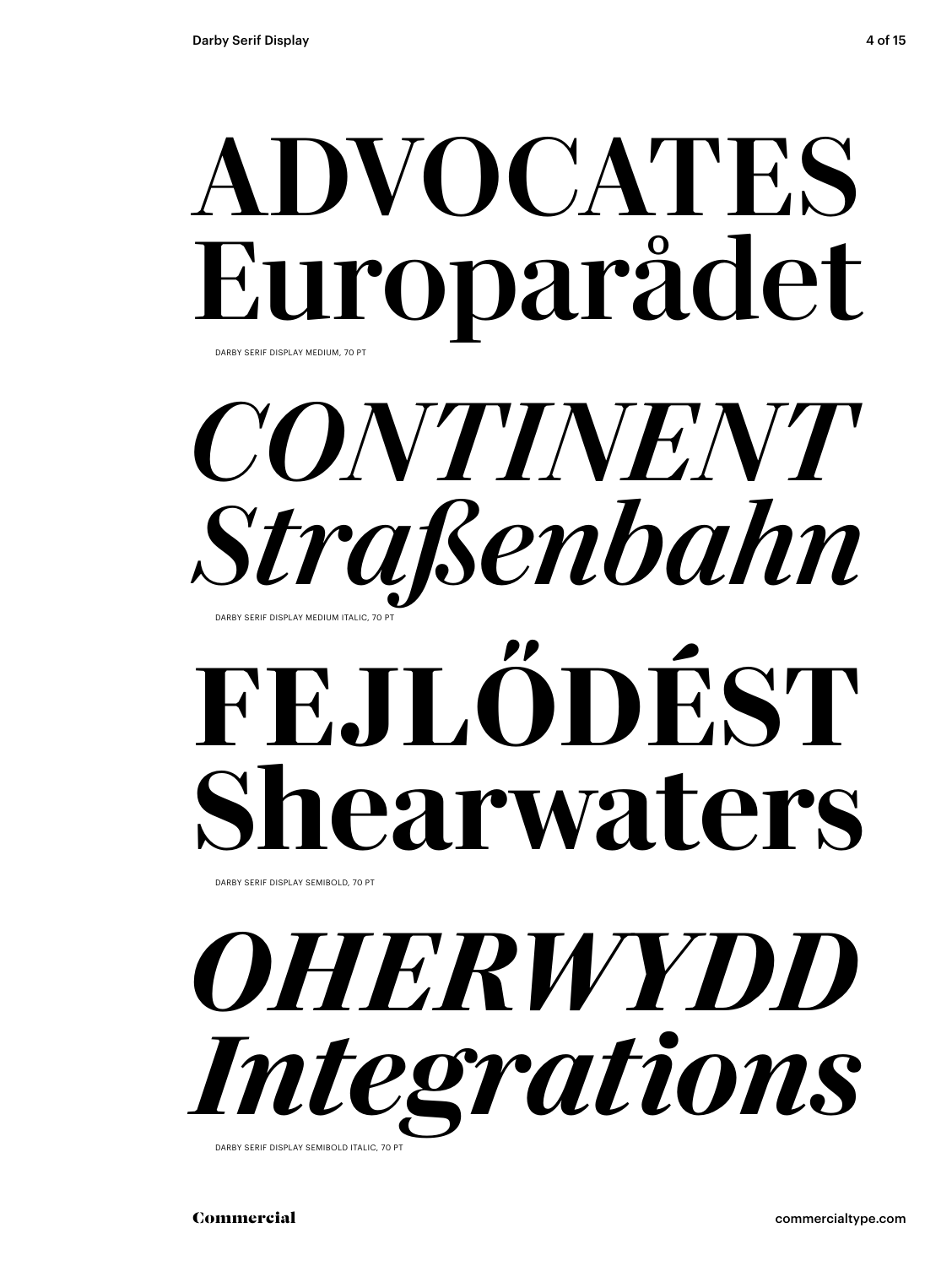ADVOCATES
Europarådet

DARBY SERIF DISPLAY MEDIUM, 70 PT

*CONTINENT*
*Straßenbahn*

DARBY SERIF DISPLAY MEDIUM ITALIC, 70 PT

**FEJLŐDÉST**
**Shearwaters**

DARBY SERIF DISPLAY SEMIBOLD, 70 PT

***OHERWYDD***
***Integrations***

DARBY SERIF DISPLAY SEMIBOLD ITALIC, 70 PT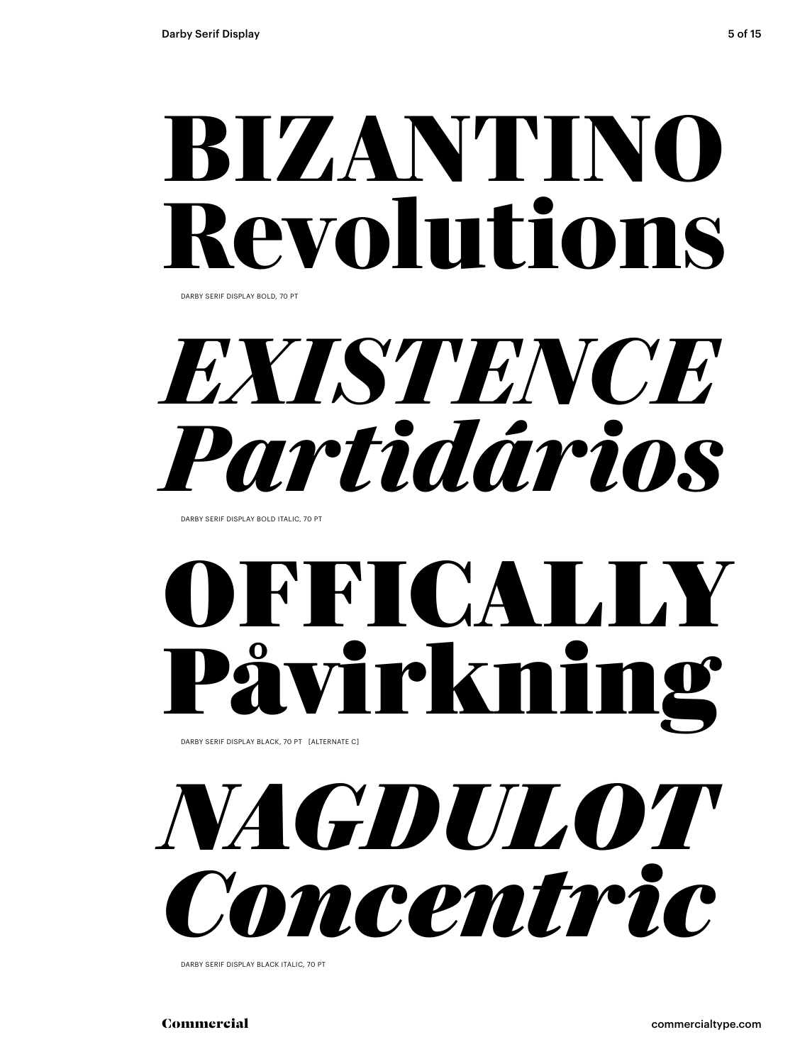**BIZANTINO Revolutions**

DARBY SERIF DISPLAY BOLD, 70 PT

***EXISTENCE Partidários***

DARBY SERIF DISPLAY BOLD ITALIC, 70 PT

**OFFICALLY Påvirkning**

DARBY SERIF DISPLAY BLACK, 70 PT [ALTERNATE C]

***NAGDULOT Concentric***

DARBY SERIF DISPLAY BLACK ITALIC, 70 PT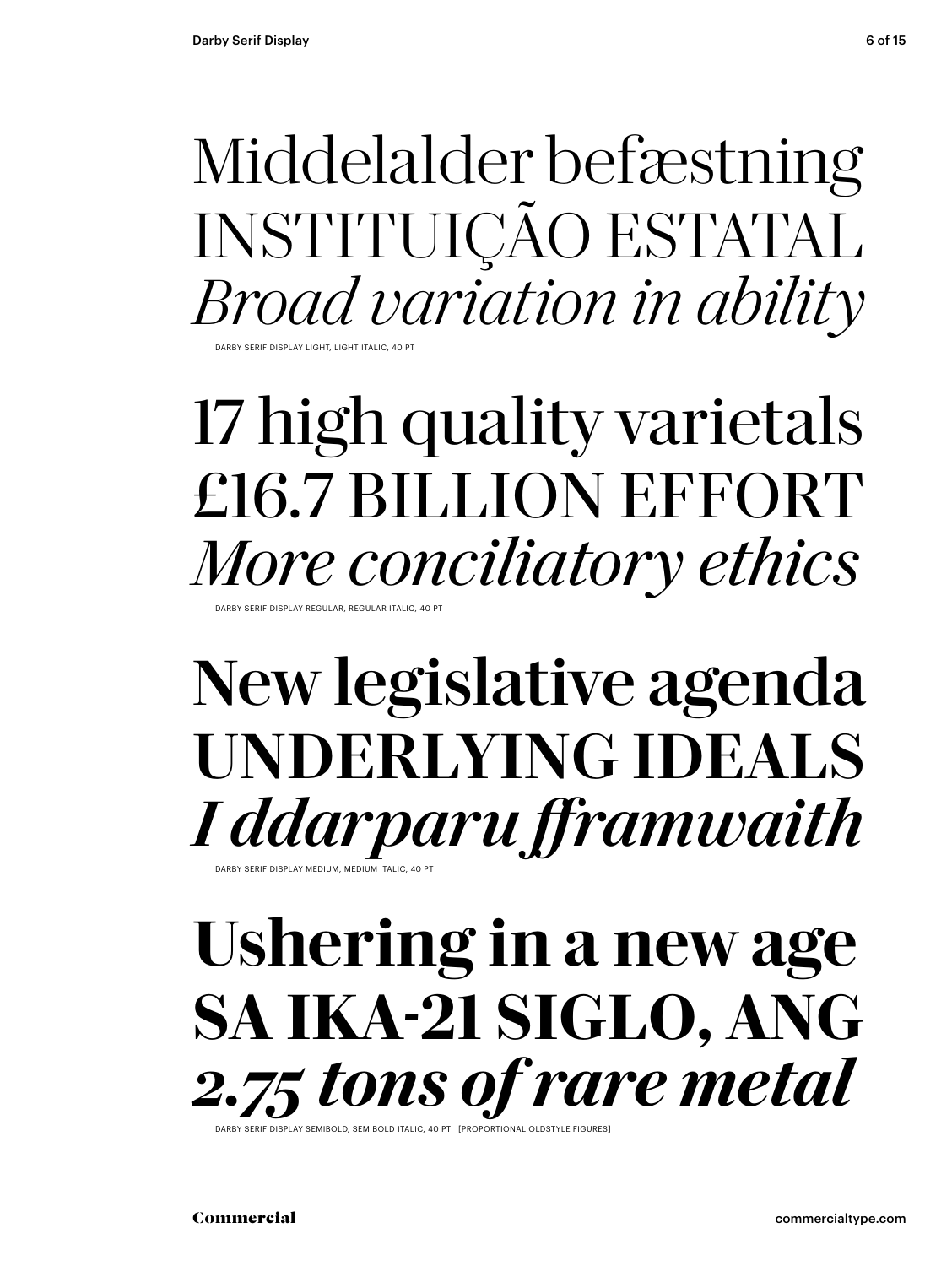Middelalder befæstning
INSTITUIÇÃO ESTATAL
*Broad variation in ability*

DARBY SERIF DISPLAY LIGHT, LIGHT ITALIC, 40 PT

17 high quality varietals
£16.7 BILLION EFFORT
*More conciliatory ethics*

DARBY SERIF DISPLAY REGULAR, REGULAR ITALIC, 40 PT

**New legislative agenda**
**UNDERLYING IDEALS**
***I ddarparu fframwaith***

DARBY SERIF DISPLAY MEDIUM, MEDIUM ITALIC, 40 PT

**Ushering in a new age**
**SA IKA-21 SIGLO, ANG**
***2.75 tons of rare metal***

DARBY SERIF DISPLAY SEMIBOLD, SEMIBOLD ITALIC, 40 PT [PROPORTIONAL OLDSTYLE FIGURES]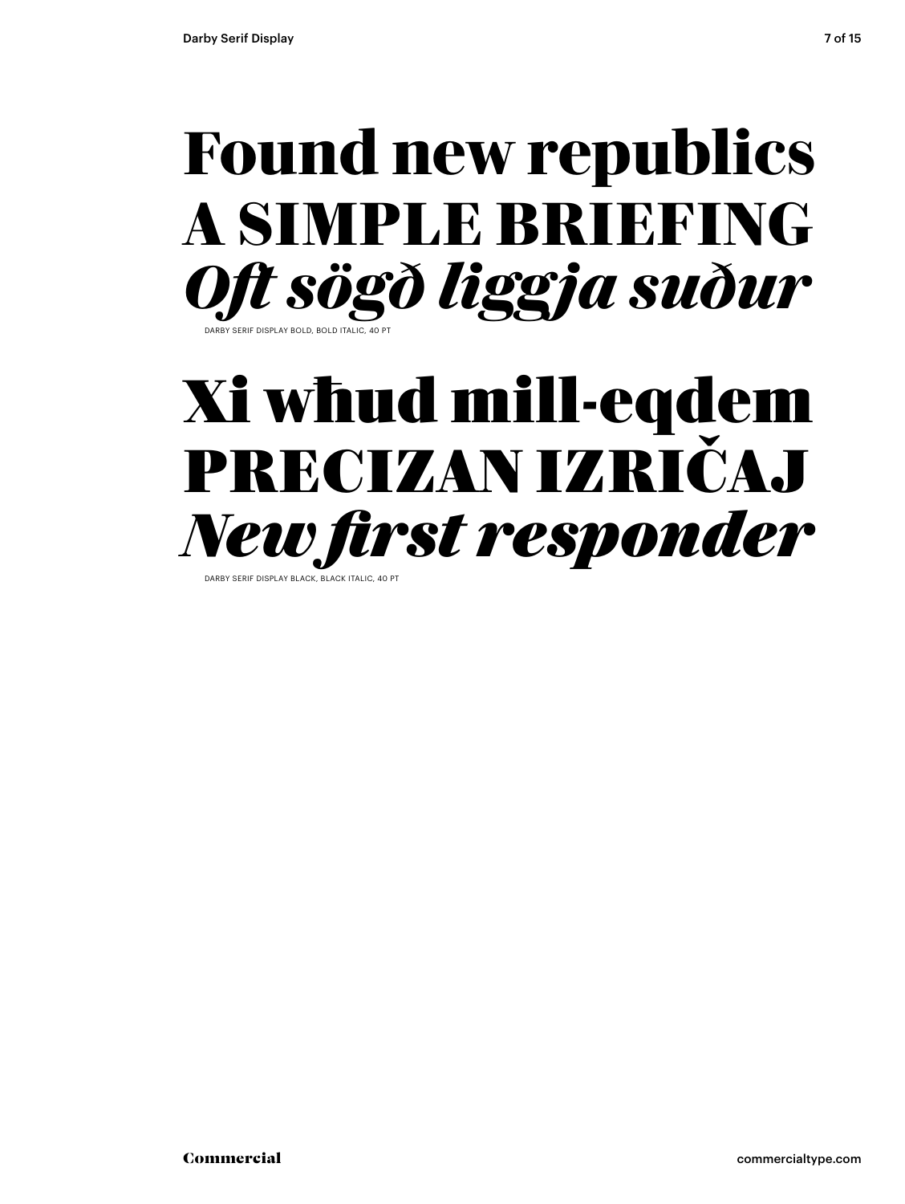**Found new republics**
**A SIMPLE BRIEFING**
***Oft sögð liggja suður***

DARBY SERIF DISPLAY BOLD, BOLD ITALIC, 40 PT

**Xi wħud mill-eqdem**
**PRECIZAN IZRIČAJ**
***New first responder***

DARBY SERIF DISPLAY BLACK, BLACK ITALIC, 40 PT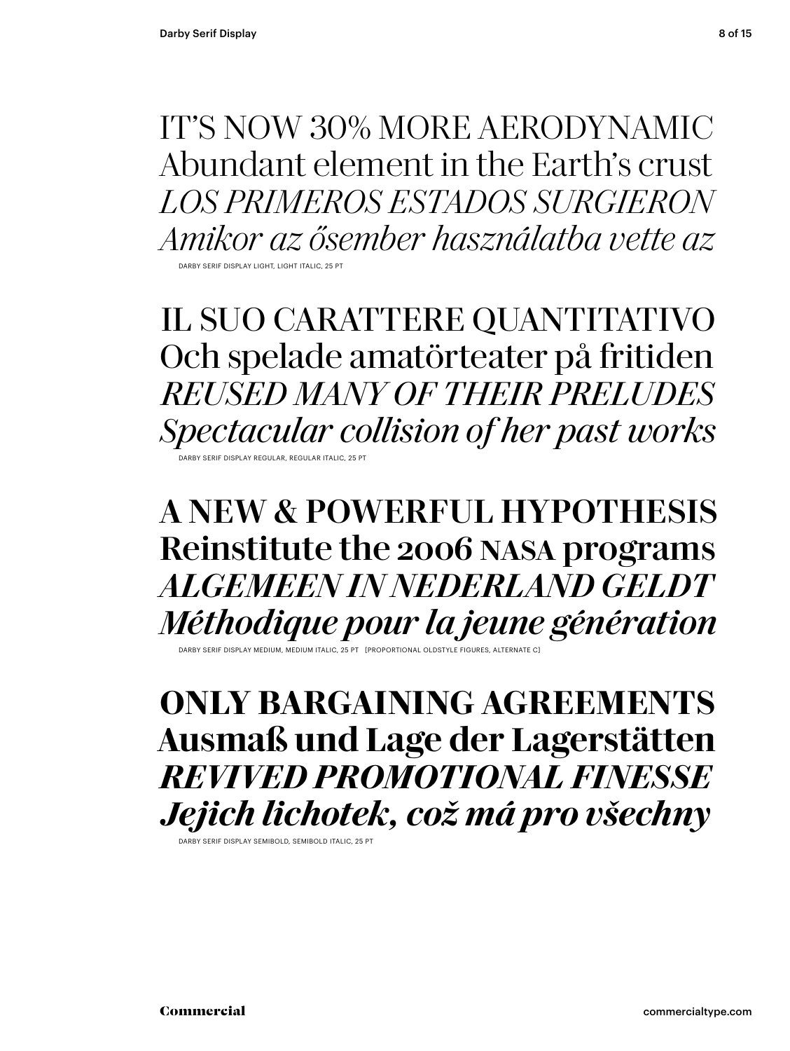IT'S NOW 30% MORE AERODYNAMIC
Abundant element in the Earth's crust
*LOS PRIMEROS ESTADOS SURGIERON*
*Amikor az ősember használatba vette az*

DARBY SERIF DISPLAY LIGHT, LIGHT ITALIC, 25 PT

IL SUO CARATTERE QUANTITATIVO
Och spelade amatörteater på fritiden
*REUSED MANY OF THEIR PRELUDES*
*Spectacular collision of her past works*

DARBY SERIF DISPLAY REGULAR, REGULAR ITALIC, 25 PT

**A NEW & POWERFUL HYPOTHESIS**
**Reinstitute the 2006 NASA programs**
***ALGEMEEN IN NEDERLAND GELDT***
***Méthodique pour la jeune génération***

DARBY SERIF DISPLAY MEDIUM, MEDIUM ITALIC, 25 PT [PROPORTIONAL OLDSTYLE FIGURES, ALTERNATE C]

**ONLY BARGAINING AGREEMENTS**
**Ausmaß und Lage der Lagerstätten**
***REVIVED PROMOTIONAL FINESSE***
***Jejich lichotek, což má pro všechny***

DARBY SERIF DISPLAY SEMIBOLD, SEMIBOLD ITALIC, 25 PT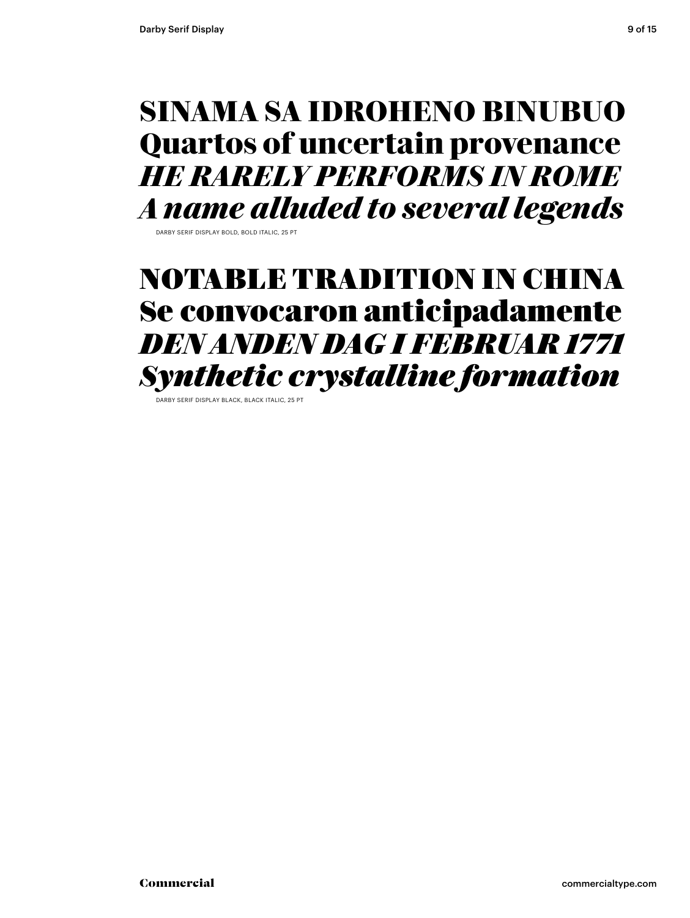**SINAMA SA IDROHENO BINUBUO**
**Quartos of uncertain provenance**
***HE RARELY PERFORMS IN ROME***
***A name alluded to several legends***

DARBY SERIF DISPLAY BOLD, BOLD ITALIC, 25 PT

**NOTABLE TRADITION IN CHINA**
**Se convocaron anticipadamente**
***DEN ANDEN DAG I FEBRUAR 1771***
***Synthetic crystalline formation***

DARBY SERIF DISPLAY BLACK, BLACK ITALIC, 25 PT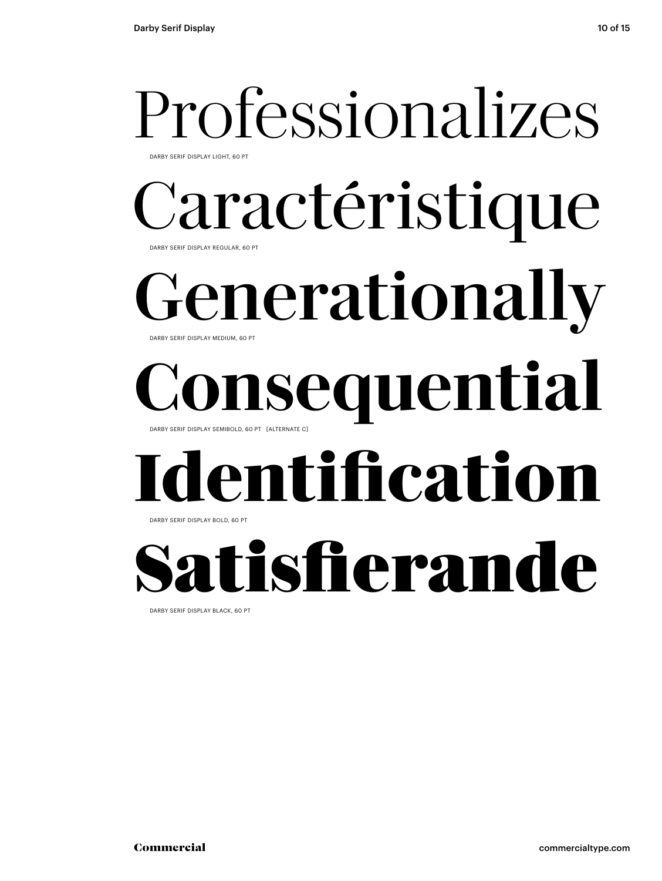Professionalizes

DARBY SERIF DISPLAY LIGHT, 60 PT

Caractéristique

DARBY SERIF DISPLAY REGULAR, 60 PT

Generationally

DARBY SERIF DISPLAY MEDIUM, 60 PT

**Consequential**

DARBY SERIF DISPLAY SEMIBOLD, 60 PT [ALTERNATE C]

**Identification**

DARBY SERIF DISPLAY BOLD, 60 PT

**Satisfierande**

DARBY SERIF DISPLAY BLACK, 60 PT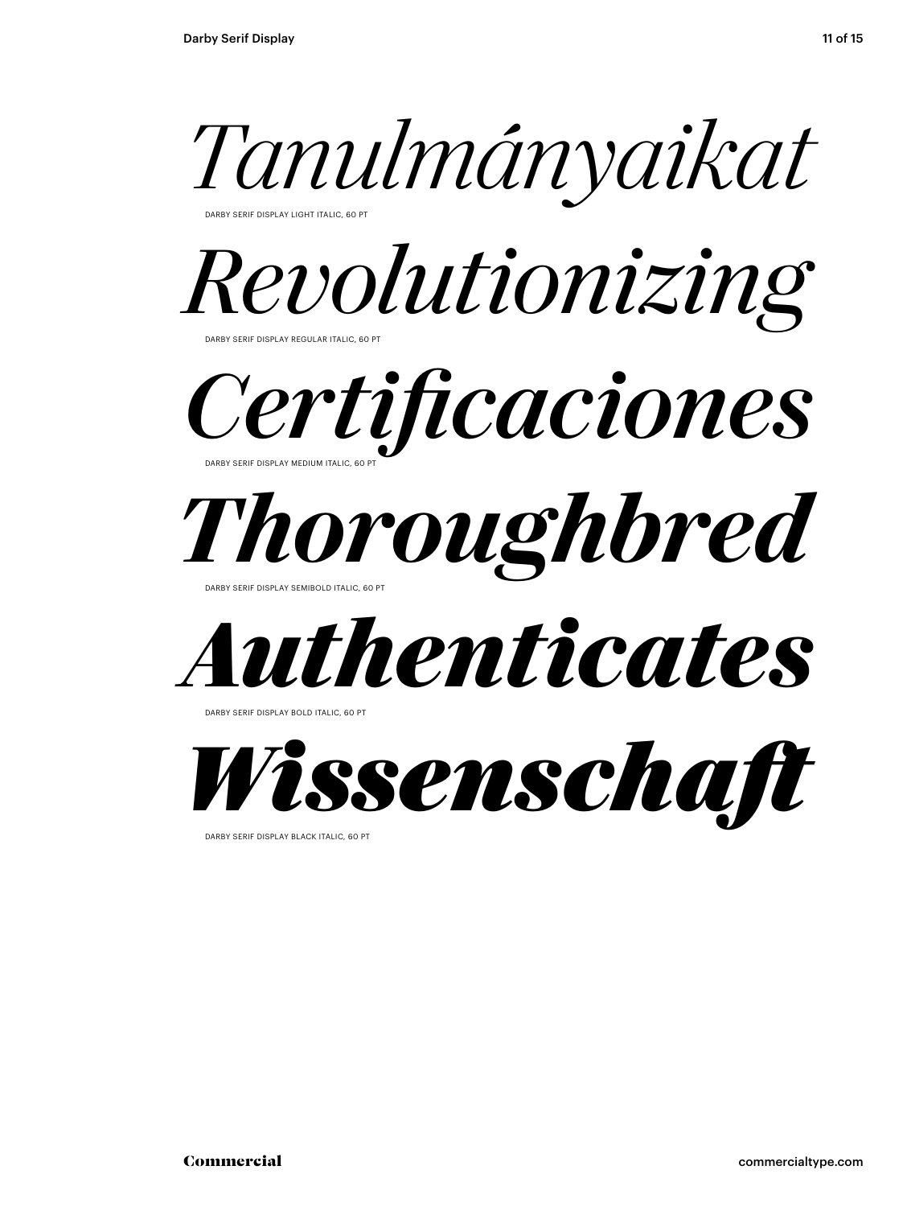*Tanulmányaikat*

DARBY SERIF DISPLAY LIGHT ITALIC, 60 PT

*Revolutionizing*

DARBY SERIF DISPLAY REGULAR ITALIC, 60 PT

*Certificaciones*

DARBY SERIF DISPLAY MEDIUM ITALIC, 60 PT

***Thoroughbred***

DARBY SERIF DISPLAY SEMIBOLD ITALIC, 60 PT

***Authenticates***

DARBY SERIF DISPLAY BOLD ITALIC, 60 PT

***Wissenschaft***

DARBY SERIF DISPLAY BLACK ITALIC, 60 PT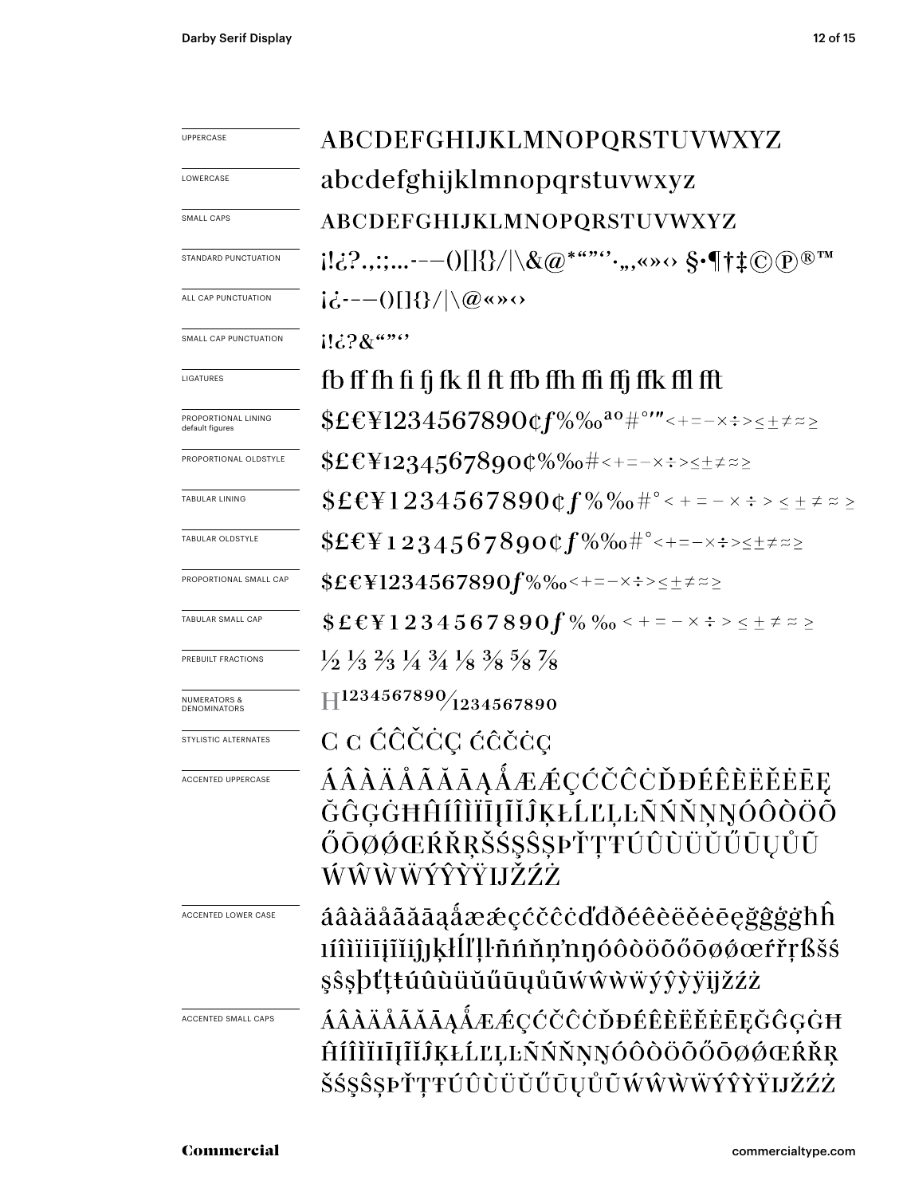| | |
|---|---|
| UPPERCASE | ABCDEFGHIJKLMNOPQRSTUVWXYZ |
| LOWERCASE | abcdefghijklmnopqrstuvwxyz |
| SMALL CAPS | ABCDEFGHIJKLMNOPQRSTUVWXYZ |
| STANDARD PUNCTUATION | ¡!¿?.,:;...-–—()[]{}/\|\&@*“”‘’·„‚«»‹› §•¶†‡©℗®™ |
| ALL CAP PUNCTUATION | ¡¿-–—()[]{}/\|\@«»‹› |
| SMALL CAP PUNCTUATION | ¡!¿?&“”‘’ |
| LIGATURES | fb ff fh fi fj fk fl ft ffb ffh ffi ffj ffk ffl fft |
| PROPORTIONAL LINING default figures | $£€¥1234567890¢ƒ%‰ªº#°′″<+=−×÷>≤±≠≈≥ |
| PROPORTIONAL OLDSTYLE | $£€¥1234567890¢%‰#<+=−×÷>≤±≠≈≥ |
| TABULAR LINING | $£€¥1234567890¢ƒ%‰#°<+=−×÷>≤±≠≈≥ |
| TABULAR OLDSTYLE | $£€¥1234567890¢ƒ%‰#°<+=−×÷>≤±≠≈≥ |
| PROPORTIONAL SMALL CAP | $£€¥1234567890ƒ%‰<+=−×÷>≤±≠≈≥ |
| TABULAR SMALL CAP | $£€¥1234567890ƒ%‰<+=−×÷>≤±≠≈≥ |
| PREBUILT FRACTIONS | ½ ⅓ ⅔ ¼ ¾ ⅛ ⅜ ⅝ ⅞ |
| NUMERATORS & DENOMINATORS | H1234567890⁄1234567890 |
| STYLISTIC ALTERNATES | C c ĆĈČĊÇ ćĉčċç |
| ACCENTED UPPERCASE | ÁÂÀÄÅÃĂĀĄǺÆǼÇĆČĈĊĎĐÉÊÈËĚĖĒĘĞĜĢĠĦĤÍÎÌÏĪĮĨĬĴĶŁĹĽĻĿÑŃŇŅŊÓÔÒÖÕŐŌØǾŒŔŘŖŠŚŞŜȘÞŤŢŦÚÛÙÜŬŰŪŲŮŨẂŴẀẄÝŶỲŸĲŽŹŻ |
| ACCENTED LOWER CASE | áâàäåãăāąǻæǽçćčĉċďđðéêèëěėēęğĝģġħĥıíîìïīįĩĭȷĵķłĺľļŀñńňņŉŋóôòöõőōøǿœŕřŗßšśşŝșþťţŧúûùüŭűūųůũẃŵẁẅýŷỳÿĳžźż |
| ACCENTED SMALL CAPS | ÁÂÀÄÅÃĂĀĄǺÆǼÇĆČĈĊĎĐÉÊÈËĚĖĒĘĞĜĢĠĦĤÍÎÌÏĪĮĨĬĴĶŁĹĽĻĿÑŃŇŅŊÓÔÒÖÕŐŌØǾŒŔŘŖŠŚŞŜȘÞŤŢŦÚÛÙÜŬŰŪŲŮŨẂŴẀẄÝŶỲŸĲŽŹŻ |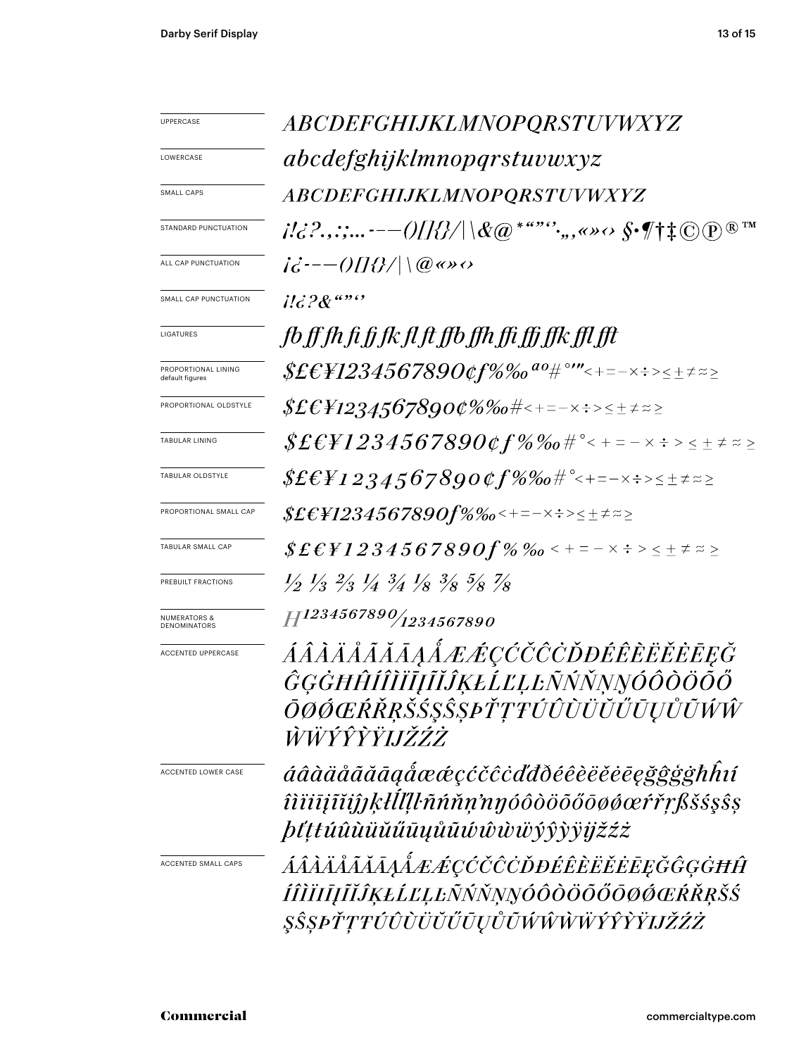| | |
|---|---|
| UPPERCASE | ABCDEFGHIJKLMNOPQRSTUVWXYZ |
| LOWERCASE | abcdefghijklmnopqrstuvwxyz |
| SMALL CAPS | ABCDEFGHIJKLMNOPQRSTUVWXYZ |
| STANDARD PUNCTUATION | ¡!¿?.,:;...-–—()[]{}/\|\\&@*"",''·„‚«»‹› §•¶†‡©℗®™ |
| ALL CAP PUNCTUATION | ¡¿-–—()[]{}/\|\\@«»‹› |
| SMALL CAP PUNCTUATION | ¡!¿?&"''' |
| LIGATURES | fb ff fh fi fj fk fl ft ffb ffh ffi ffj ffk ffl fft |
| PROPORTIONAL LINING default figures | $£€¥1234567890¢ƒ%‰ªº#°'"<+=−×÷>≤±≠≈≥ |
| PROPORTIONAL OLDSTYLE | $£€¥1234567890¢%‰#<+=−×÷>≤±≠≈≥ |
| TABULAR LINING | $£€¥1234567890¢ƒ%‰#°<+=−×÷>≤±≠≈≥ |
| TABULAR OLDSTYLE | $£€¥1234567890¢ƒ%‰#°<+=−×÷>≤±≠≈≥ |
| PROPORTIONAL SMALL CAP | $£€¥1234567890ƒ%‰<+=−×÷>≤±≠≈≥ |
| TABULAR SMALL CAP | $£€¥1234567890ƒ%‰<+=−×÷>≤±≠≈≥ |
| PREBUILT FRACTIONS | ½ ⅓ ⅔ ¼ ¾ ⅛ ⅜ ⅝ ⅞ |
| NUMERATORS & DENOMINATORS | H1234567890/1234567890 |
| ACCENTED UPPERCASE | ÁÂÀÄÅÃĂĀĄǺÆǼÇĆČĈĊĎĐÉÊÈËĚĖĒĘĞĜĢĠĦĤÍÎÌÏĪĮĨĬĴĶŁĹĽĻĿÑŃŇŅŊÓÔÒÖÕŐŌØǾŒŔŘŖŠŚŞŜȘÞŤŢŦÚÛÙÜŬŰŪŲŮŨẂŴẀẄÝŶỲŸĲŽŹŻ |
| ACCENTED LOWER CASE | áâàäåãăāąǻæǽçćčĉċďđðéêèëěėēęğĝģġħĥıíîìïīįĩĭĵķłĺľļŀñńňņŉŋóôòöõőōøǿœŕřŗßšśşŝșþťţŧúûùüŭűūųůũẃŵẁẅýŷỳÿĳžźż |
| ACCENTED SMALL CAPS | ÁÂÀÄÅÃĂĀĄǺÆǼÇĆČĈĊĎĐÉÊÈËĚĖĒĘĞĜĢĠĦĤÍÎÌÏĪĮĨĬĴĶŁĹĽĻĿÑŃŇŅŊÓÔÒÖÕŐŌØǾŒŔŘŖŠŚŞŜȘÞŤŢŦÚÛÙÜŬŰŪŲŮŨẂŴẀẄÝŶỲŸĲŽŹŻ |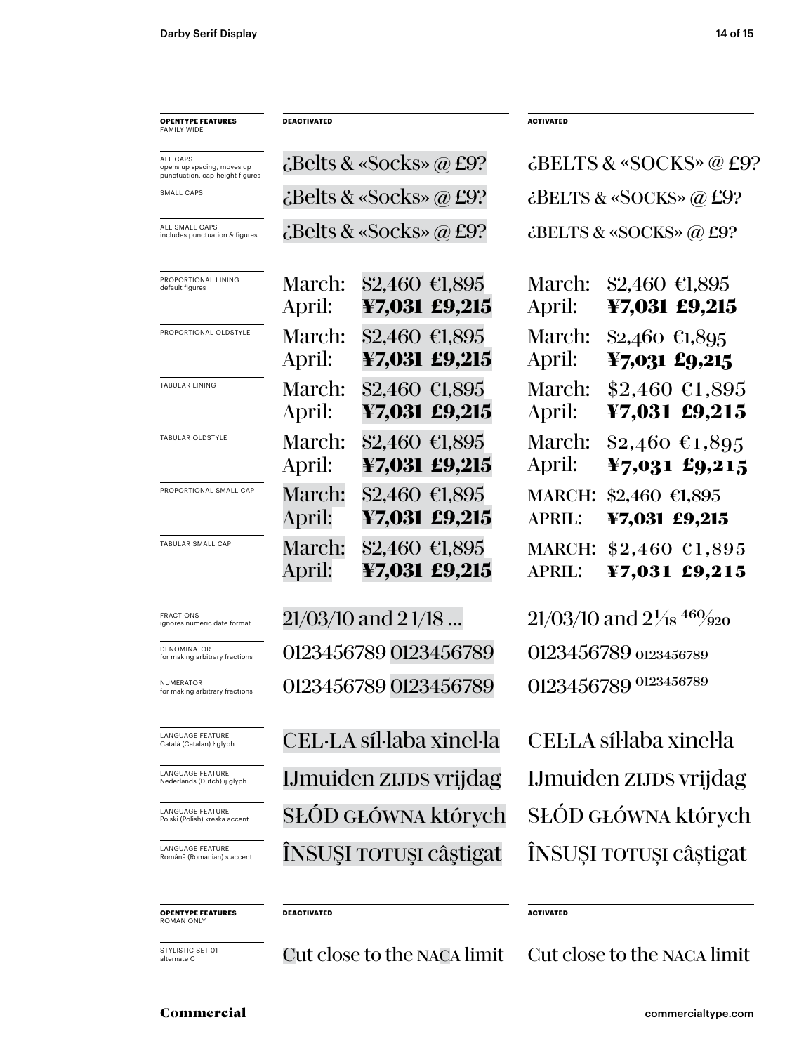| **OPENTYPE FEATURES** FAMILY WIDE | **DEACTIVATED** | **ACTIVATED** |
|---|---|---|
| ALL CAPS opens up spacing, moves up punctuation, cap-height figures | ¿Belts & «Socks» @ £9? | ¿BELTS & «SOCKS» @ £9? |
| SMALL CAPS | ¿Belts & «Socks» @ £9? | ¿BELTS & «SOCKS» @ £9? |
| ALL SMALL CAPS includes punctuation & figures | ¿Belts & «Socks» @ £9? | ¿BELTS & «SOCKS» @ £9? |
| PROPORTIONAL LINING default figures | March: $2,460 €1,895 April: **¥7,031 £9,215** | March: $2,460 €1,895 April: **¥7,031 £9,215** |
| PROPORTIONAL OLDSTYLE | March: $2,460 €1,895 April: **¥7,031 £9,215** | March: $2,460 €1,895 April: **¥7,031 £9,215** |
| TABULAR LINING | March: $2,460 €1,895 April: **¥7,031 £9,215** | March: $2,460 €1,895 April: **¥7,031 £9,215** |
| TABULAR OLDSTYLE | March: $2,460 €1,895 April: **¥7,031 £9,215** | March: $2,460 €1,895 April: **¥7,031 £9,215** |
| PROPORTIONAL SMALL CAP | March: $2,460 €1,895 April: **¥7,031 £9,215** | MARCH: $2,460 €1,895 APRIL: **¥7,031 £9,215** |
| TABULAR SMALL CAP | March: $2,460 €1,895 April: **¥7,031 £9,215** | MARCH: $2,460 €1,895 APRIL: **¥7,031 £9,215** |
| FRACTIONS ignores numeric date format | 21/03/10 and 2 1/18 … | 21/03/10 and 2 1/18 460/920 |
| DENOMINATOR for making arbitrary fractions | 0123456789 0123456789 | 0123456789 0123456789 |
| NUMERATOR for making arbitrary fractions | 0123456789 0123456789 | 0123456789 0123456789 |
| LANGUAGE FEATURE Català (Catalan) ŀ glyph | CEL·LA síl·laba xinel·la | CEĿLA síŀlaba xineŀla |
| LANGUAGE FEATURE Nederlands (Dutch) ij glyph | IJmuiden ZIJDS vrijdag | IJmuiden ZIJDS vrijdag |
| LANGUAGE FEATURE Polski (Polish) kreska accent | SŁÓD GŁÓWNA których | SŁÓD GŁÓWNA których |
| LANGUAGE FEATURE Română (Romanian) s accent | ÎNSUŞI TOTUŞI câştigat | ÎNSUȘI TOTUȘI câștigat |

| **OPENTYPE FEATURES** ROMAN ONLY | **DEACTIVATED** | **ACTIVATED** |
|---|---|---|
| STYLISTIC SET 01 alternate C | Cut close to the NACA limit | Cut close to the NACA limit |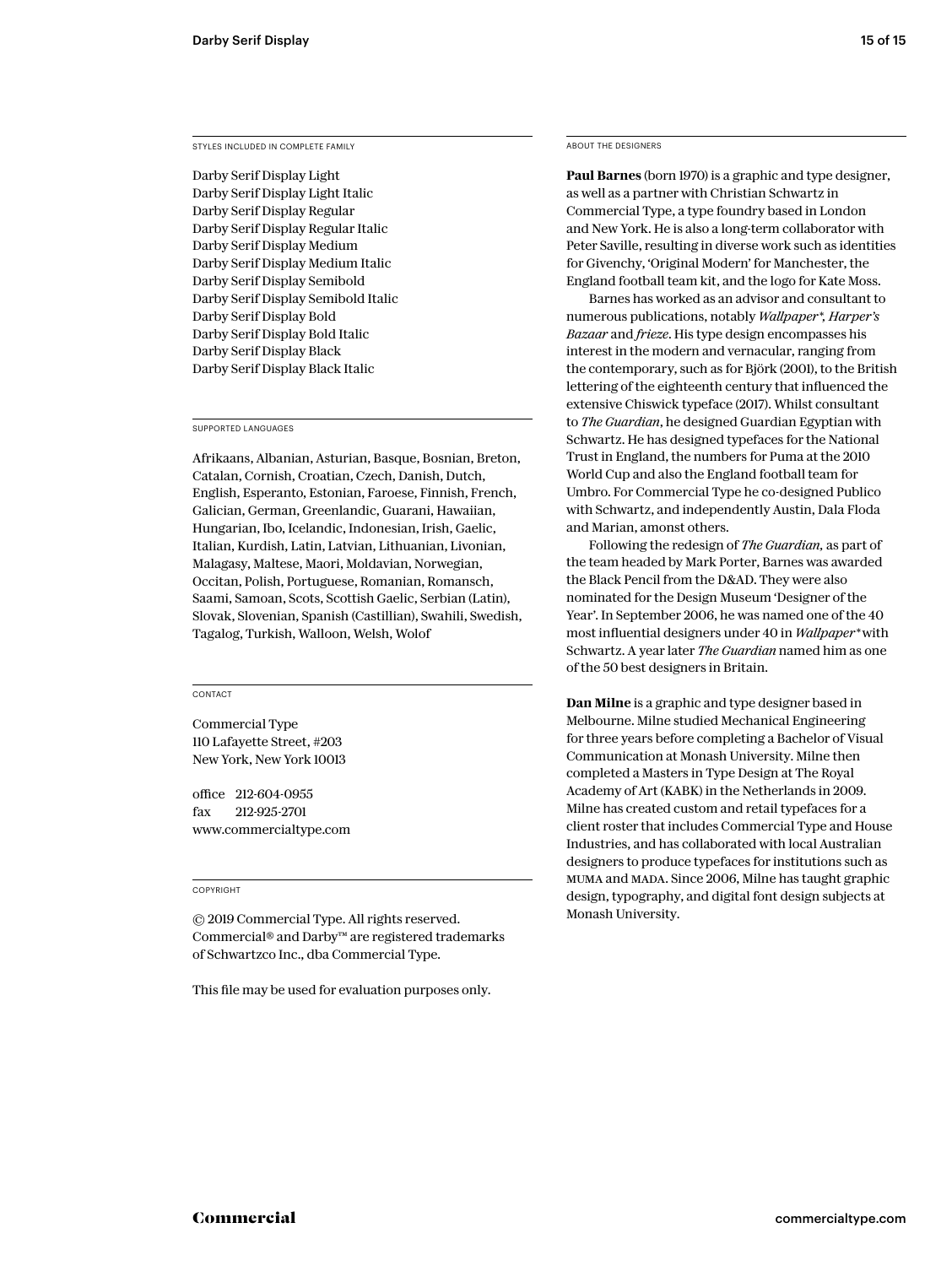## STYLES INCLUDED IN COMPLETE FAMILY

Darby Serif Display Light
Darby Serif Display Light Italic
Darby Serif Display Regular
Darby Serif Display Regular Italic
Darby Serif Display Medium
Darby Serif Display Medium Italic
Darby Serif Display Semibold
Darby Serif Display Semibold Italic
Darby Serif Display Bold
Darby Serif Display Bold Italic
Darby Serif Display Black
Darby Serif Display Black Italic

## SUPPORTED LANGUAGES

Afrikaans, Albanian, Asturian, Basque, Bosnian, Breton, Catalan, Cornish, Croatian, Czech, Danish, Dutch, English, Esperanto, Estonian, Faroese, Finnish, French, Galician, German, Greenlandic, Guarani, Hawaiian, Hungarian, Ibo, Icelandic, Indonesian, Irish, Gaelic, Italian, Kurdish, Latin, Latvian, Lithuanian, Livonian, Malagasy, Maltese, Maori, Moldavian, Norwegian, Occitan, Polish, Portuguese, Romanian, Romansch, Saami, Samoan, Scots, Scottish Gaelic, Serbian (Latin), Slovak, Slovenian, Spanish (Castillian), Swahili, Swedish, Tagalog, Turkish, Walloon, Welsh, Wolof

## CONTACT

Commercial Type
110 Lafayette Street, #203
New York, New York 10013

office 212-604-0955
fax 212-925-2701
www.commercialtype.com

## COPYRIGHT

© 2019 Commercial Type. All rights reserved. Commercial® and Darby™ are registered trademarks of Schwartzco Inc., dba Commercial Type.

This file may be used for evaluation purposes only.

## ABOUT THE DESIGNERS

**Paul Barnes** (born 1970) is a graphic and type designer, as well as a partner with Christian Schwartz in Commercial Type, a type foundry based in London and New York. He is also a long-term collaborator with Peter Saville, resulting in diverse work such as identities for Givenchy, 'Original Modern' for Manchester, the England football team kit, and the logo for Kate Moss.

Barnes has worked as an advisor and consultant to numerous publications, notably *Wallpaper\*, Harper's Bazaar* and *frieze*. His type design encompasses his interest in the modern and vernacular, ranging from the contemporary, such as for Björk (2001), to the British lettering of the eighteenth century that influenced the extensive Chiswick typeface (2017). Whilst consultant to *The Guardian*, he designed Guardian Egyptian with Schwartz. He has designed typefaces for the National Trust in England, the numbers for Puma at the 2010 World Cup and also the England football team for Umbro. For Commercial Type he co-designed Publico with Schwartz, and independently Austin, Dala Floda and Marian, amonst others.

Following the redesign of *The Guardian*, as part of the team headed by Mark Porter, Barnes was awarded the Black Pencil from the D&AD. They were also nominated for the Design Museum 'Designer of the Year'. In September 2006, he was named one of the 40 most influential designers under 40 in *Wallpaper\** with Schwartz. A year later *The Guardian* named him as one of the 50 best designers in Britain.

**Dan Milne** is a graphic and type designer based in Melbourne. Milne studied Mechanical Engineering for three years before completing a Bachelor of Visual Communication at Monash University. Milne then completed a Masters in Type Design at The Royal Academy of Art (KABK) in the Netherlands in 2009. Milne has created custom and retail typefaces for a client roster that includes Commercial Type and House Industries, and has collaborated with local Australian designers to produce typefaces for institutions such as MUMA and MADA. Since 2006, Milne has taught graphic design, typography, and digital font design subjects at Monash University.